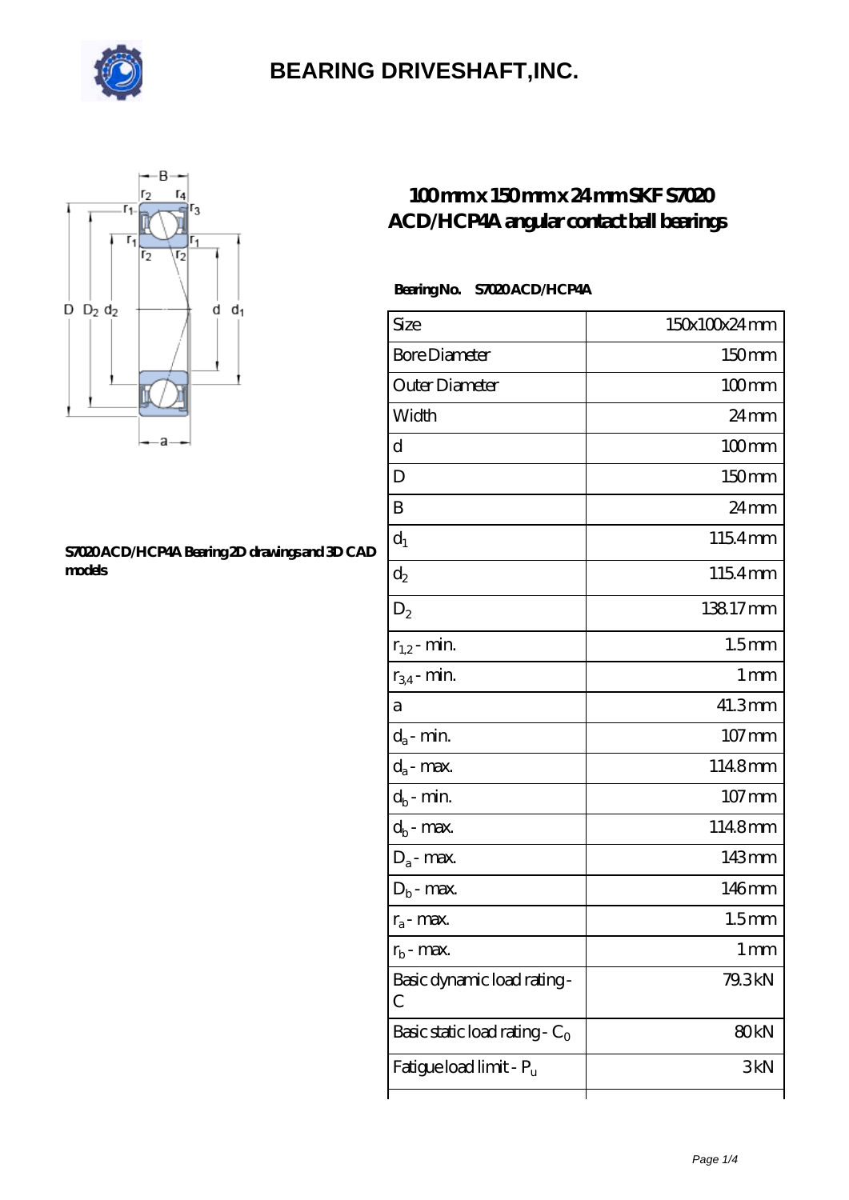# BEARING DRIVESHAFT,INC.

## 100 mm x 150 mm x 24 mm SKF S7020 ACD/HCP4A angular contact ball bearings

S7020 ACD/HCP4A Bearing 2D drawings and 3D CAD models

**Bearing No.** S7020 ACD/HCP4A

| Size | 150x100x24 mm |
|---|---|
| Bore Diameter | 150 mm |
| Outer Diameter | 100 mm |
| Width | 24 mm |
| d | 100 mm |
| D | 150 mm |
| B | 24 mm |
| $d_1$ | 115.4 mm |
| $d_2$ | 115.4 mm |
| $D_2$ | 138.17 mm |
| $r_{1,2}$ - min. | 1.5 mm |
| $r_{3,4}$ - min. | 1 mm |
| a | 41.3 mm |
| $d_a$ - min. | 107 mm |
| $d_a$ - max. | 114.8 mm |
| $d_b$ - min. | 107 mm |
| $d_b$ - max. | 114.8 mm |
| $D_a$ - max. | 143 mm |
| $D_b$ - max. | 146 mm |
| $r_a$ - max. | 1.5 mm |
| $r_b$ - max. | 1 mm |
| Basic dynamic load rating - C | 79.3 kN |
| Basic static load rating - $C_0$ | 80 kN |
| Fatigue load limit - $P_u$ | 3 kN |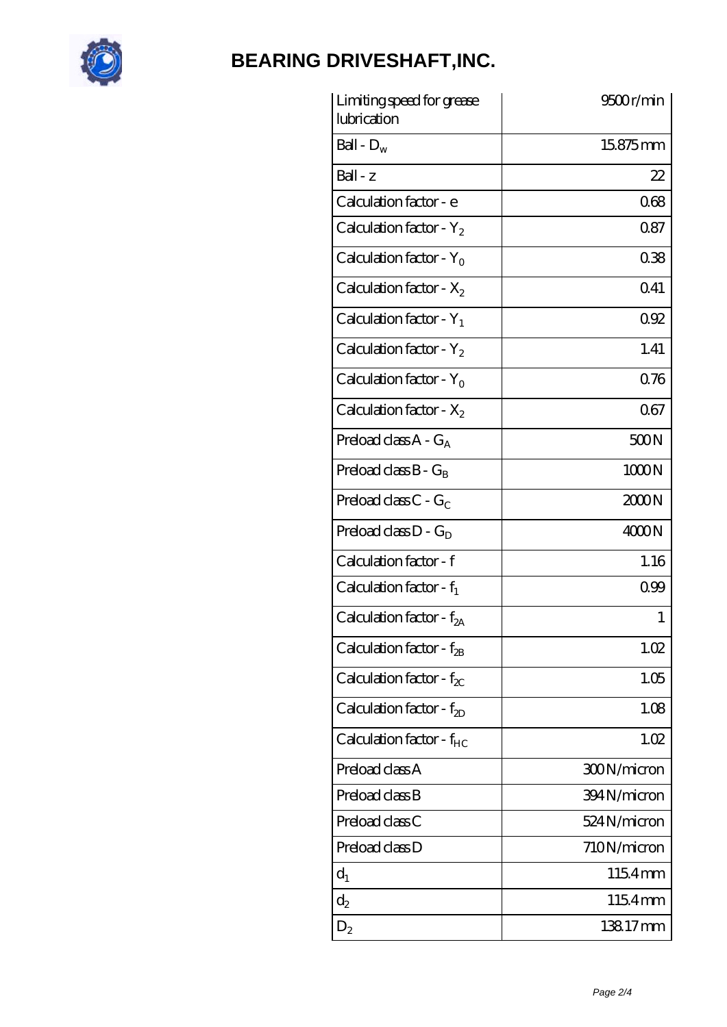| Limiting speed for grease lubrication | 9500 r/min |
| --- | --- |
| Ball - $D_w$ | 15.875 mm |
| Ball - z | 22 |
| Calculation factor - e | 0.68 |
| Calculation factor - $Y_2$ | 0.87 |
| Calculation factor - $Y_0$ | 0.38 |
| Calculation factor - $X_2$ | 0.41 |
| Calculation factor - $Y_1$ | 0.92 |
| Calculation factor - $Y_2$ | 1.41 |
| Calculation factor - $Y_0$ | 0.76 |
| Calculation factor - $X_2$ | 0.67 |
| Preload class A - $G_A$ | 500 N |
| Preload class B - $G_B$ | 1000 N |
| Preload class C - $G_C$ | 2000 N |
| Preload class D - $G_D$ | 4000 N |
| Calculation factor - f | 1.16 |
| Calculation factor - $f_1$ | 0.99 |
| Calculation factor - $f_{2A}$ | 1 |
| Calculation factor - $f_{2B}$ | 1.02 |
| Calculation factor - $f_{2C}$ | 1.05 |
| Calculation factor - $f_{2D}$ | 1.08 |
| Calculation factor - $f_{HC}$ | 1.02 |
| Preload class A | 300 N/micron |
| Preload class B | 394 N/micron |
| Preload class C | 524 N/micron |
| Preload class D | 710 N/micron |
| $d_1$ | 115.4 mm |
| $d_2$ | 115.4 mm |
| $D_2$ | 138.17 mm |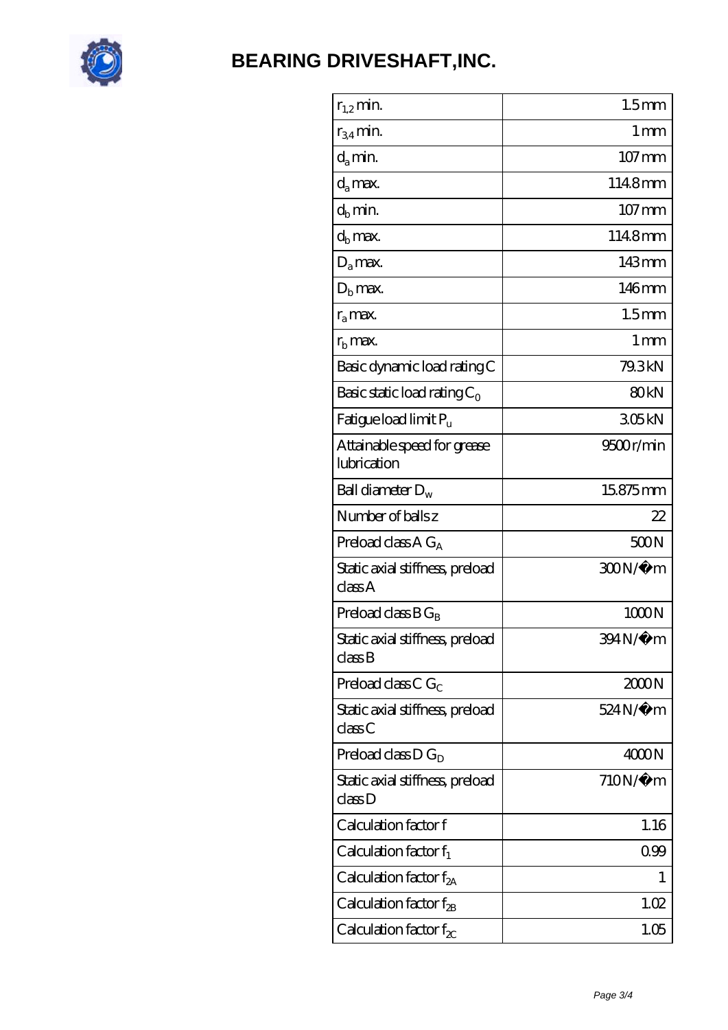# BEARING DRIVESHAFT,INC.

| | |
|---|---|
| $r_{1,2}$ min. | 1.5 mm |
| $r_{3,4}$ min. | 1 mm |
| $d_a$ min. | 107 mm |
| $d_a$ max. | 114.8 mm |
| $d_b$ min. | 107 mm |
| $d_b$ max. | 114.8 mm |
| $D_a$ max. | 143 mm |
| $D_b$ max. | 146 mm |
| $r_a$ max. | 1.5 mm |
| $r_b$ max. | 1 mm |
| Basic dynamic load rating C | 79.3 kN |
| Basic static load rating $C_0$ | 80 kN |
| Fatigue load limit $P_u$ | 3.05 kN |
| Attainable speed for grease lubrication | 9500 r/min |
| Ball diameter $D_w$ | 15.875 mm |
| Number of balls z | 22 |
| Preload class A $G_A$ | 500 N |
| Static axial stiffness, preload class A | 300 N/µm |
| Preload class B $G_B$ | 1000 N |
| Static axial stiffness, preload class B | 394 N/µm |
| Preload class C $G_C$ | 2000 N |
| Static axial stiffness, preload class C | 524 N/µm |
| Preload class D $G_D$ | 4000 N |
| Static axial stiffness, preload class D | 710 N/µm |
| Calculation factor f | 1.16 |
| Calculation factor $f_1$ | 0.99 |
| Calculation factor $f_{2A}$ | 1 |
| Calculation factor $f_{2B}$ | 1.02 |
| Calculation factor $f_{2C}$ | 1.05 |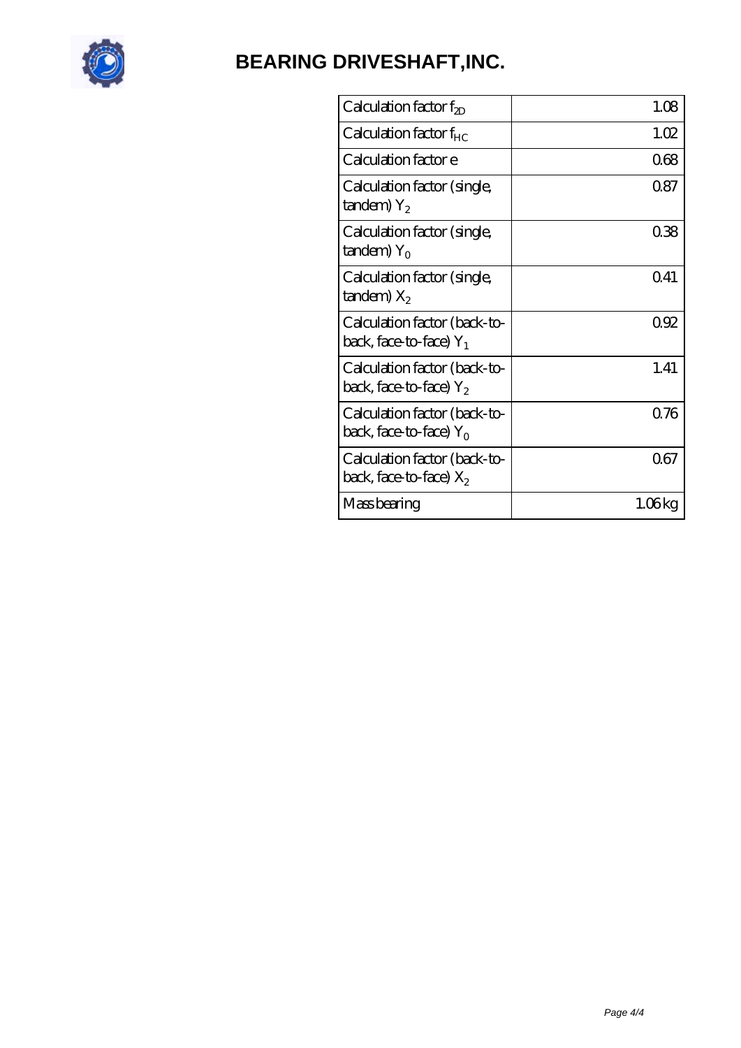| | |
|---|---|
| Calculation factor $f_{2D}$ | 1.08 |
| Calculation factor $f_{HC}$ | 1.02 |
| Calculation factor e | 0.68 |
| Calculation factor (single, tandem) $Y_2$ | 0.87 |
| Calculation factor (single, tandem) $Y_0$ | 0.38 |
| Calculation factor (single, tandem) $X_2$ | 0.41 |
| Calculation factor (back-to-back, face-to-face) $Y_1$ | 0.92 |
| Calculation factor (back-to-back, face-to-face) $Y_2$ | 1.41 |
| Calculation factor (back-to-back, face-to-face) $Y_0$ | 0.76 |
| Calculation factor (back-to-back, face-to-face) $X_2$ | 0.67 |
| Mass bearing | 1.06 kg |